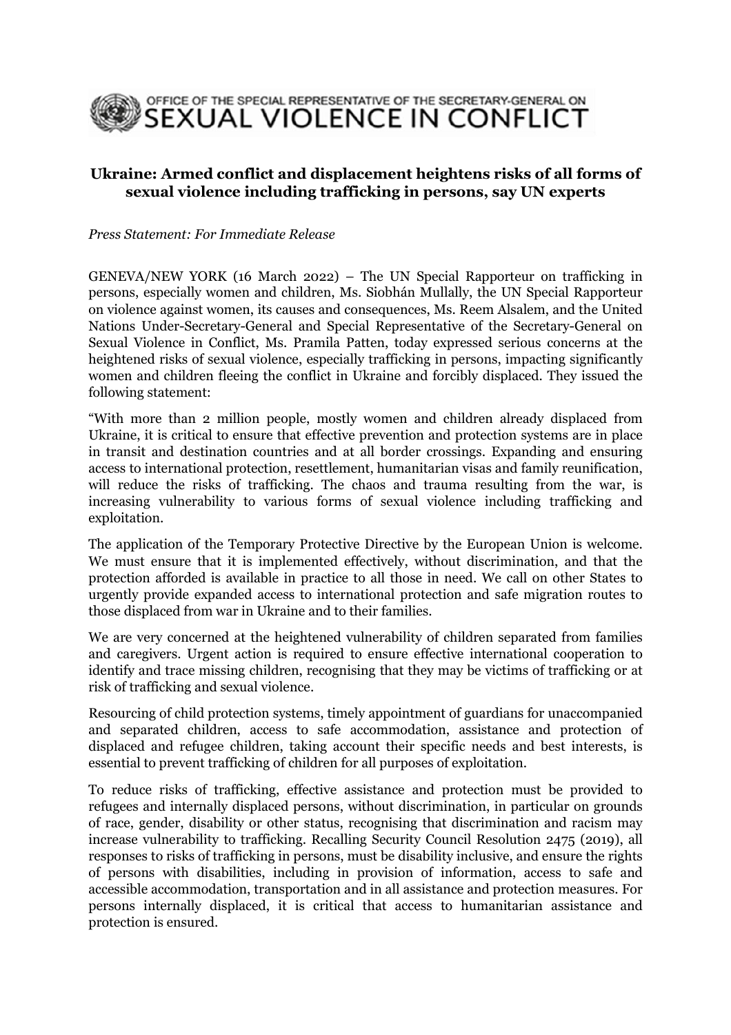OFFICE OF THE SPECIAL REPRESENTATIVE OF THE SECRETARY-GENERAL ON
SEXUAL VIOLENCE IN CONFLICT

## Ukraine: Armed conflict and displacement heightens risks of all forms of sexual violence including trafficking in persons, say UN experts

*Press Statement: For Immediate Release*

GENEVA/NEW YORK (16 March 2022) – The UN Special Rapporteur on trafficking in persons, especially women and children, Ms. Siobhán Mullally, the UN Special Rapporteur on violence against women, its causes and consequences, Ms. Reem Alsalem, and the United Nations Under-Secretary-General and Special Representative of the Secretary-General on Sexual Violence in Conflict, Ms. Pramila Patten, today expressed serious concerns at the heightened risks of sexual violence, especially trafficking in persons, impacting significantly women and children fleeing the conflict in Ukraine and forcibly displaced. They issued the following statement:

"With more than 2 million people, mostly women and children already displaced from Ukraine, it is critical to ensure that effective prevention and protection systems are in place in transit and destination countries and at all border crossings. Expanding and ensuring access to international protection, resettlement, humanitarian visas and family reunification, will reduce the risks of trafficking. The chaos and trauma resulting from the war, is increasing vulnerability to various forms of sexual violence including trafficking and exploitation.

The application of the Temporary Protective Directive by the European Union is welcome. We must ensure that it is implemented effectively, without discrimination, and that the protection afforded is available in practice to all those in need. We call on other States to urgently provide expanded access to international protection and safe migration routes to those displaced from war in Ukraine and to their families.

We are very concerned at the heightened vulnerability of children separated from families and caregivers. Urgent action is required to ensure effective international cooperation to identify and trace missing children, recognising that they may be victims of trafficking or at risk of trafficking and sexual violence.

Resourcing of child protection systems, timely appointment of guardians for unaccompanied and separated children, access to safe accommodation, assistance and protection of displaced and refugee children, taking account their specific needs and best interests, is essential to prevent trafficking of children for all purposes of exploitation.

To reduce risks of trafficking, effective assistance and protection must be provided to refugees and internally displaced persons, without discrimination, in particular on grounds of race, gender, disability or other status, recognising that discrimination and racism may increase vulnerability to trafficking. Recalling Security Council Resolution 2475 (2019), all responses to risks of trafficking in persons, must be disability inclusive, and ensure the rights of persons with disabilities, including in provision of information, access to safe and accessible accommodation, transportation and in all assistance and protection measures. For persons internally displaced, it is critical that access to humanitarian assistance and protection is ensured.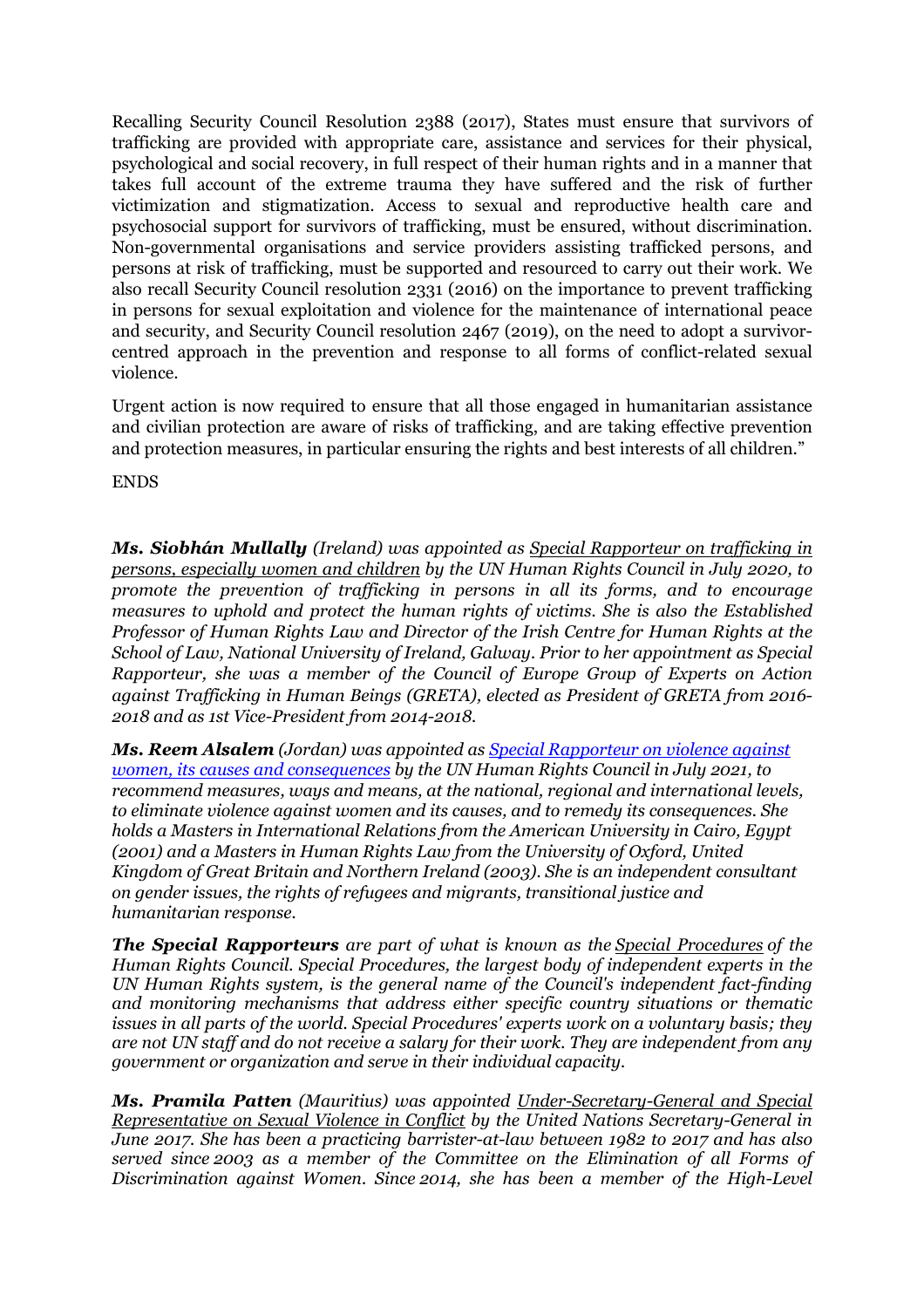Recalling Security Council Resolution 2388 (2017), States must ensure that survivors of trafficking are provided with appropriate care, assistance and services for their physical, psychological and social recovery, in full respect of their human rights and in a manner that takes full account of the extreme trauma they have suffered and the risk of further victimization and stigmatization. Access to sexual and reproductive health care and psychosocial support for survivors of trafficking, must be ensured, without discrimination. Non-governmental organisations and service providers assisting trafficked persons, and persons at risk of trafficking, must be supported and resourced to carry out their work. We also recall Security Council resolution 2331 (2016) on the importance to prevent trafficking in persons for sexual exploitation and violence for the maintenance of international peace and security, and Security Council resolution 2467 (2019), on the need to adopt a survivor-centred approach in the prevention and response to all forms of conflict-related sexual violence.

Urgent action is now required to ensure that all those engaged in humanitarian assistance and civilian protection are aware of risks of trafficking, and are taking effective prevention and protection measures, in particular ensuring the rights and best interests of all children."

ENDS

***Ms. Siobhán Mullally*** *(Ireland) was appointed as Special Rapporteur on trafficking in persons, especially women and children by the UN Human Rights Council in July 2020, to promote the prevention of trafficking in persons in all its forms, and to encourage measures to uphold and protect the human rights of victims. She is also the Established Professor of Human Rights Law and Director of the Irish Centre for Human Rights at the School of Law, National University of Ireland, Galway. Prior to her appointment as Special Rapporteur, she was a member of the Council of Europe Group of Experts on Action against Trafficking in Human Beings (GRETA), elected as President of GRETA from 2016-2018 and as 1st Vice-President from 2014-2018.*

***Ms. Reem Alsalem*** *(Jordan) was appointed as Special Rapporteur on violence against women, its causes and consequences by the UN Human Rights Council in July 2021, to recommend measures, ways and means, at the national, regional and international levels, to eliminate violence against women and its causes, and to remedy its consequences. She holds a Masters in International Relations from the American University in Cairo, Egypt (2001) and a Masters in Human Rights Law from the University of Oxford, United Kingdom of Great Britain and Northern Ireland (2003). She is an independent consultant on gender issues, the rights of refugees and migrants, transitional justice and humanitarian response.*

***The Special Rapporteurs*** *are part of what is known as the Special Procedures of the Human Rights Council. Special Procedures, the largest body of independent experts in the UN Human Rights system, is the general name of the Council's independent fact-finding and monitoring mechanisms that address either specific country situations or thematic issues in all parts of the world. Special Procedures' experts work on a voluntary basis; they are not UN staff and do not receive a salary for their work. They are independent from any government or organization and serve in their individual capacity.*

***Ms. Pramila Patten*** *(Mauritius) was appointed Under-Secretary-General and Special Representative on Sexual Violence in Conflict by the United Nations Secretary-General in June 2017. She has been a practicing barrister-at-law between 1982 to 2017 and has also served since 2003 as a member of the Committee on the Elimination of all Forms of Discrimination against Women. Since 2014, she has been a member of the High-Level*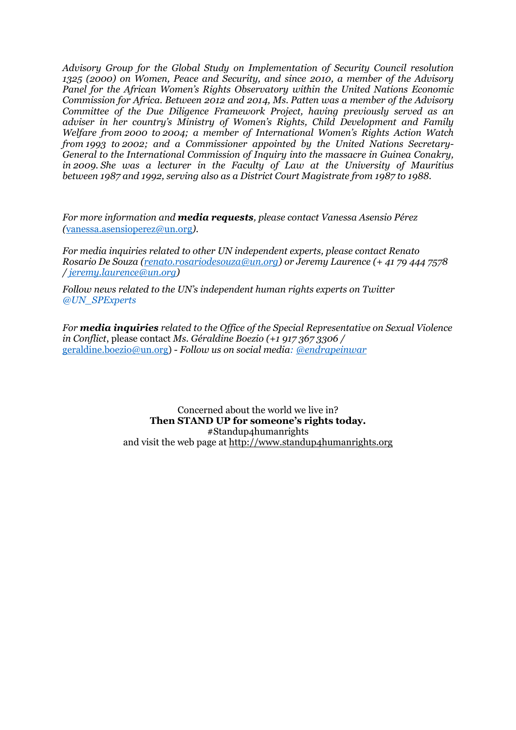*Advisory Group for the Global Study on Implementation of Security Council resolution 1325 (2000) on Women, Peace and Security, and since 2010, a member of the Advisory Panel for the African Women's Rights Observatory within the United Nations Economic Commission for Africa. Between 2012 and 2014, Ms. Patten was a member of the Advisory Committee of the Due Diligence Framework Project, having previously served as an adviser in her country's Ministry of Women's Rights, Child Development and Family Welfare from 2000 to 2004; a member of International Women's Rights Action Watch from 1993 to 2002; and a Commissioner appointed by the United Nations Secretary-General to the International Commission of Inquiry into the massacre in Guinea Conakry, in 2009. She was a lecturer in the Faculty of Law at the University of Mauritius between 1987 and 1992, serving also as a District Court Magistrate from 1987 to 1988.*

*For more information and **media requests**, please contact Vanessa Asensio Pérez (vanessa.asensioperez@un.org).*

*For media inquiries related to other UN independent experts, please contact Renato Rosario De Souza (renato.rosariodesouza@un.org) or Jeremy Laurence (+ 41 79 444 7578 / jeremy.laurence@un.org)*

*Follow news related to the UN's independent human rights experts on Twitter @UN_SPExperts*

*For **media inquiries** related to the Office of the Special Representative on Sexual Violence in Conflict*, please contact *Ms. Géraldine Boezio (+1 917 367 3306 /* geraldine.boezio@un.org) - *Follow us on social media: @endrapeinwar*

Concerned about the world we live in?
**Then STAND UP for someone's rights today.**
#Standup4humanrights
and visit the web page at http://www.standup4humanrights.org